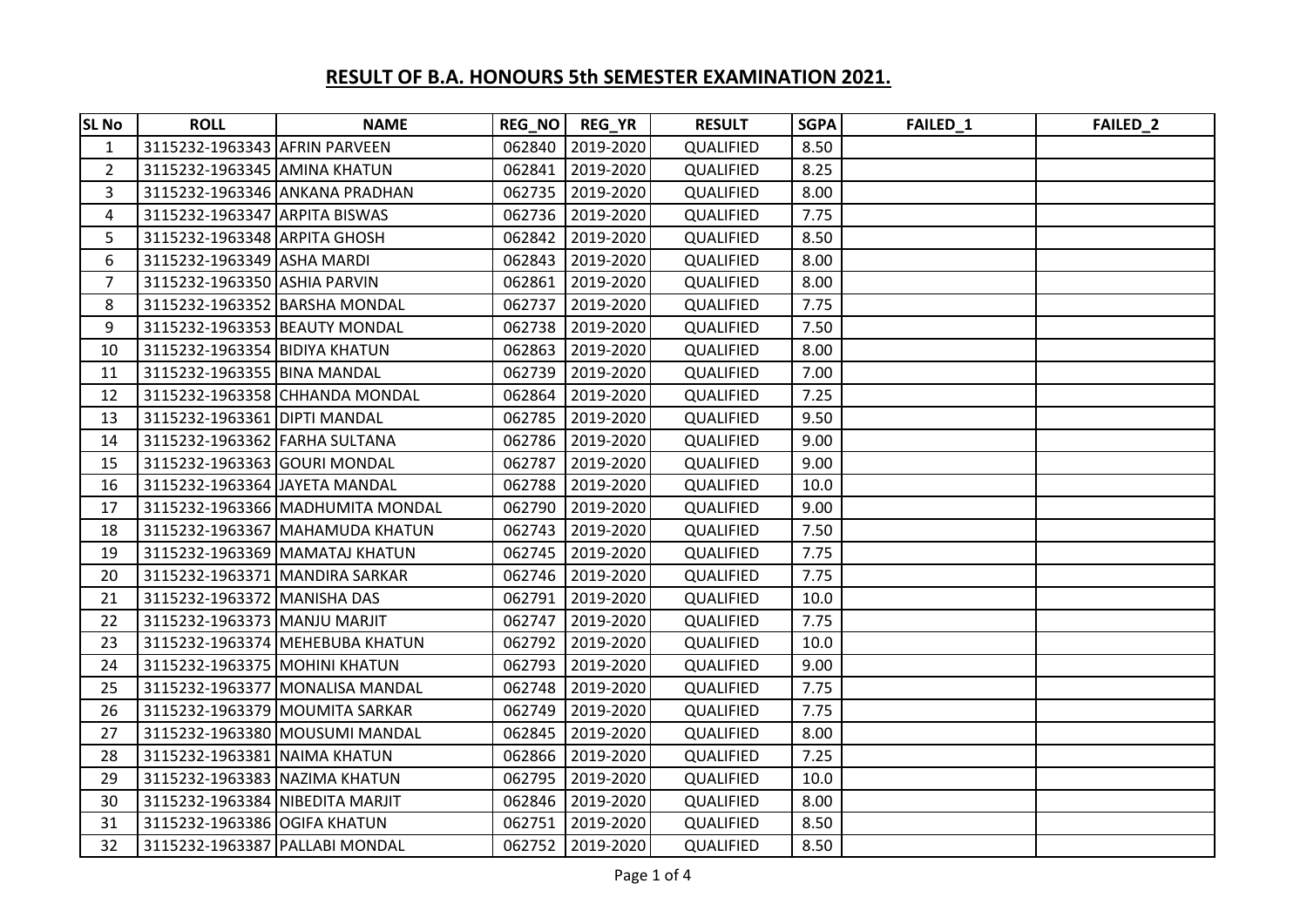# RESULT OF B.A. HONOURS 5th SEMESTER EXAMINATION 2021.

| SL No | ROLL | NAME | REG_NO | REG_YR | RESULT | SGPA | FAILED_1 | FAILED_2 |
|---|---|---|---|---|---|---|---|---|
| 1 | 3115232-1963343 | AFRIN PARVEEN | 062840 | 2019-2020 | QUALIFIED | 8.50 | | |
| 2 | 3115232-1963345 | AMINA KHATUN | 062841 | 2019-2020 | QUALIFIED | 8.25 | | |
| 3 | 3115232-1963346 | ANKANA PRADHAN | 062735 | 2019-2020 | QUALIFIED | 8.00 | | |
| 4 | 3115232-1963347 | ARPITA BISWAS | 062736 | 2019-2020 | QUALIFIED | 7.75 | | |
| 5 | 3115232-1963348 | ARPITA GHOSH | 062842 | 2019-2020 | QUALIFIED | 8.50 | | |
| 6 | 3115232-1963349 | ASHA MARDI | 062843 | 2019-2020 | QUALIFIED | 8.00 | | |
| 7 | 3115232-1963350 | ASHIA PARVIN | 062861 | 2019-2020 | QUALIFIED | 8.00 | | |
| 8 | 3115232-1963352 | BARSHA MONDAL | 062737 | 2019-2020 | QUALIFIED | 7.75 | | |
| 9 | 3115232-1963353 | BEAUTY MONDAL | 062738 | 2019-2020 | QUALIFIED | 7.50 | | |
| 10 | 3115232-1963354 | BIDIYA KHATUN | 062863 | 2019-2020 | QUALIFIED | 8.00 | | |
| 11 | 3115232-1963355 | BINA MANDAL | 062739 | 2019-2020 | QUALIFIED | 7.00 | | |
| 12 | 3115232-1963358 | CHHANDA MONDAL | 062864 | 2019-2020 | QUALIFIED | 7.25 | | |
| 13 | 3115232-1963361 | DIPTI MANDAL | 062785 | 2019-2020 | QUALIFIED | 9.50 | | |
| 14 | 3115232-1963362 | FARHA SULTANA | 062786 | 2019-2020 | QUALIFIED | 9.00 | | |
| 15 | 3115232-1963363 | GOURI MONDAL | 062787 | 2019-2020 | QUALIFIED | 9.00 | | |
| 16 | 3115232-1963364 | JAYETA MANDAL | 062788 | 2019-2020 | QUALIFIED | 10.0 | | |
| 17 | 3115232-1963366 | MADHUMITA MONDAL | 062790 | 2019-2020 | QUALIFIED | 9.00 | | |
| 18 | 3115232-1963367 | MAHAMUDA KHATUN | 062743 | 2019-2020 | QUALIFIED | 7.50 | | |
| 19 | 3115232-1963369 | MAMATAJ KHATUN | 062745 | 2019-2020 | QUALIFIED | 7.75 | | |
| 20 | 3115232-1963371 | MANDIRA SARKAR | 062746 | 2019-2020 | QUALIFIED | 7.75 | | |
| 21 | 3115232-1963372 | MANISHA DAS | 062791 | 2019-2020 | QUALIFIED | 10.0 | | |
| 22 | 3115232-1963373 | MANJU MARJIT | 062747 | 2019-2020 | QUALIFIED | 7.75 | | |
| 23 | 3115232-1963374 | MEHEBUBA KHATUN | 062792 | 2019-2020 | QUALIFIED | 10.0 | | |
| 24 | 3115232-1963375 | MOHINI KHATUN | 062793 | 2019-2020 | QUALIFIED | 9.00 | | |
| 25 | 3115232-1963377 | MONALISA MANDAL | 062748 | 2019-2020 | QUALIFIED | 7.75 | | |
| 26 | 3115232-1963379 | MOUMITA SARKAR | 062749 | 2019-2020 | QUALIFIED | 7.75 | | |
| 27 | 3115232-1963380 | MOUSUMI MANDAL | 062845 | 2019-2020 | QUALIFIED | 8.00 | | |
| 28 | 3115232-1963381 | NAIMA KHATUN | 062866 | 2019-2020 | QUALIFIED | 7.25 | | |
| 29 | 3115232-1963383 | NAZIMA KHATUN | 062795 | 2019-2020 | QUALIFIED | 10.0 | | |
| 30 | 3115232-1963384 | NIBEDITA MARJIT | 062846 | 2019-2020 | QUALIFIED | 8.00 | | |
| 31 | 3115232-1963386 | OGIFA KHATUN | 062751 | 2019-2020 | QUALIFIED | 8.50 | | |
| 32 | 3115232-1963387 | PALLABI MONDAL | 062752 | 2019-2020 | QUALIFIED | 8.50 | | |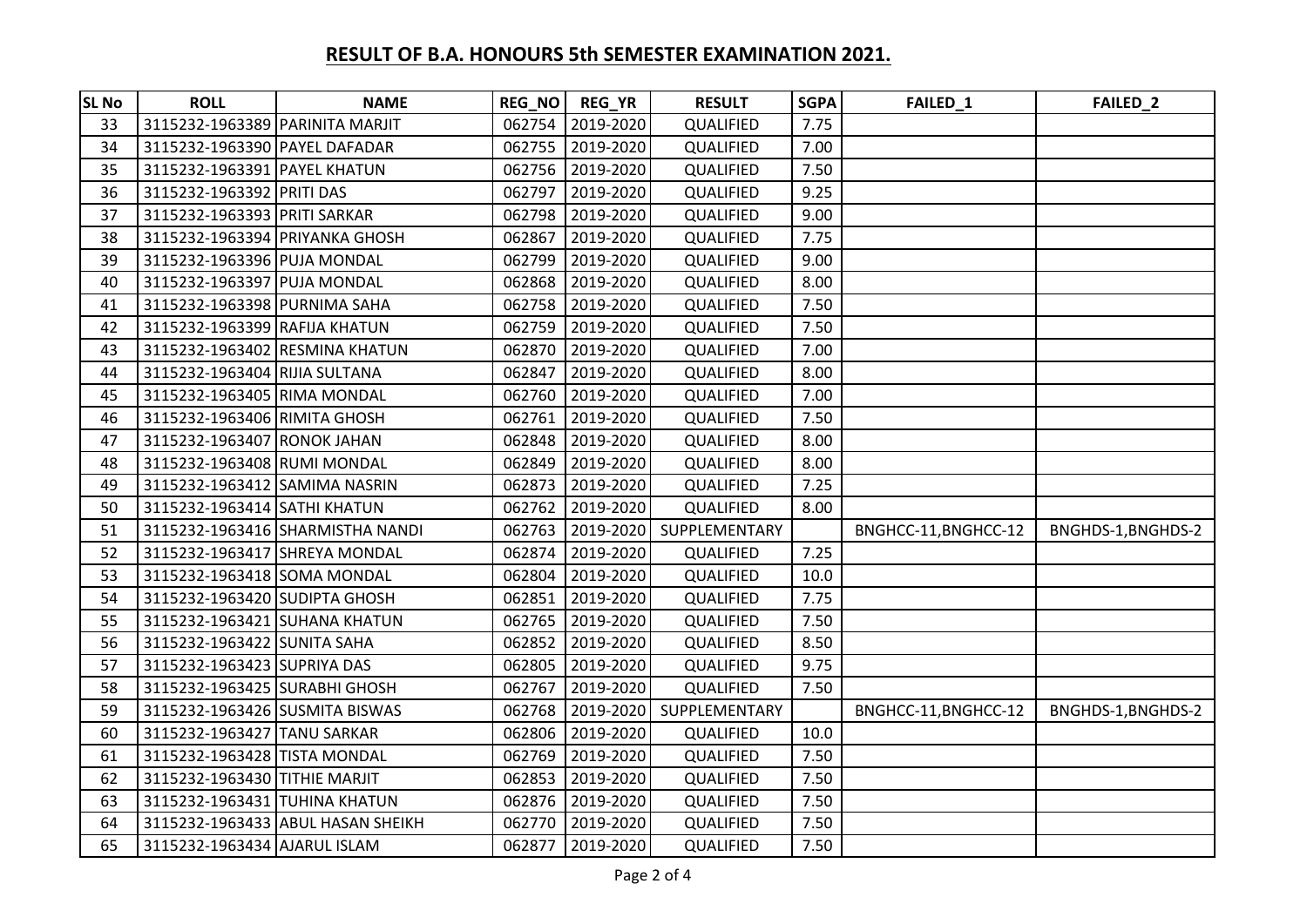## RESULT OF B.A. HONOURS 5th SEMESTER EXAMINATION 2021.

| SL No | ROLL | NAME | REG_NO | REG_YR | RESULT | SGPA | FAILED_1 | FAILED_2 |
|---|---|---|---|---|---|---|---|---|
| 33 | 3115232-1963389 | PARINITA MARJIT | 062754 | 2019-2020 | QUALIFIED | 7.75 | | |
| 34 | 3115232-1963390 | PAYEL DAFADAR | 062755 | 2019-2020 | QUALIFIED | 7.00 | | |
| 35 | 3115232-1963391 | PAYEL KHATUN | 062756 | 2019-2020 | QUALIFIED | 7.50 | | |
| 36 | 3115232-1963392 | PRITI DAS | 062797 | 2019-2020 | QUALIFIED | 9.25 | | |
| 37 | 3115232-1963393 | PRITI SARKAR | 062798 | 2019-2020 | QUALIFIED | 9.00 | | |
| 38 | 3115232-1963394 | PRIYANKA GHOSH | 062867 | 2019-2020 | QUALIFIED | 7.75 | | |
| 39 | 3115232-1963396 | PUJA MONDAL | 062799 | 2019-2020 | QUALIFIED | 9.00 | | |
| 40 | 3115232-1963397 | PUJA MONDAL | 062868 | 2019-2020 | QUALIFIED | 8.00 | | |
| 41 | 3115232-1963398 | PURNIMA SAHA | 062758 | 2019-2020 | QUALIFIED | 7.50 | | |
| 42 | 3115232-1963399 | RAFIJA KHATUN | 062759 | 2019-2020 | QUALIFIED | 7.50 | | |
| 43 | 3115232-1963402 | RESMINA KHATUN | 062870 | 2019-2020 | QUALIFIED | 7.00 | | |
| 44 | 3115232-1963404 | RIJIA SULTANA | 062847 | 2019-2020 | QUALIFIED | 8.00 | | |
| 45 | 3115232-1963405 | RIMA MONDAL | 062760 | 2019-2020 | QUALIFIED | 7.00 | | |
| 46 | 3115232-1963406 | RIMITA GHOSH | 062761 | 2019-2020 | QUALIFIED | 7.50 | | |
| 47 | 3115232-1963407 | RONOK JAHAN | 062848 | 2019-2020 | QUALIFIED | 8.00 | | |
| 48 | 3115232-1963408 | RUMI MONDAL | 062849 | 2019-2020 | QUALIFIED | 8.00 | | |
| 49 | 3115232-1963412 | SAMIMA NASRIN | 062873 | 2019-2020 | QUALIFIED | 7.25 | | |
| 50 | 3115232-1963414 | SATHI KHATUN | 062762 | 2019-2020 | QUALIFIED | 8.00 | | |
| 51 | 3115232-1963416 | SHARMISTHA NANDI | 062763 | 2019-2020 | SUPPLEMENTARY | | BNGHCC-11,BNGHCC-12 | BNGHDS-1,BNGHDS-2 |
| 52 | 3115232-1963417 | SHREYA MONDAL | 062874 | 2019-2020 | QUALIFIED | 7.25 | | |
| 53 | 3115232-1963418 | SOMA MONDAL | 062804 | 2019-2020 | QUALIFIED | 10.0 | | |
| 54 | 3115232-1963420 | SUDIPTA GHOSH | 062851 | 2019-2020 | QUALIFIED | 7.75 | | |
| 55 | 3115232-1963421 | SUHANA KHATUN | 062765 | 2019-2020 | QUALIFIED | 7.50 | | |
| 56 | 3115232-1963422 | SUNITA SAHA | 062852 | 2019-2020 | QUALIFIED | 8.50 | | |
| 57 | 3115232-1963423 | SUPRIYA DAS | 062805 | 2019-2020 | QUALIFIED | 9.75 | | |
| 58 | 3115232-1963425 | SURABHI GHOSH | 062767 | 2019-2020 | QUALIFIED | 7.50 | | |
| 59 | 3115232-1963426 | SUSMITA BISWAS | 062768 | 2019-2020 | SUPPLEMENTARY | | BNGHCC-11,BNGHCC-12 | BNGHDS-1,BNGHDS-2 |
| 60 | 3115232-1963427 | TANU SARKAR | 062806 | 2019-2020 | QUALIFIED | 10.0 | | |
| 61 | 3115232-1963428 | TISTA MONDAL | 062769 | 2019-2020 | QUALIFIED | 7.50 | | |
| 62 | 3115232-1963430 | TITHIE MARJIT | 062853 | 2019-2020 | QUALIFIED | 7.50 | | |
| 63 | 3115232-1963431 | TUHINA KHATUN | 062876 | 2019-2020 | QUALIFIED | 7.50 | | |
| 64 | 3115232-1963433 | ABUL HASAN SHEIKH | 062770 | 2019-2020 | QUALIFIED | 7.50 | | |
| 65 | 3115232-1963434 | AJARUL ISLAM | 062877 | 2019-2020 | QUALIFIED | 7.50 | | |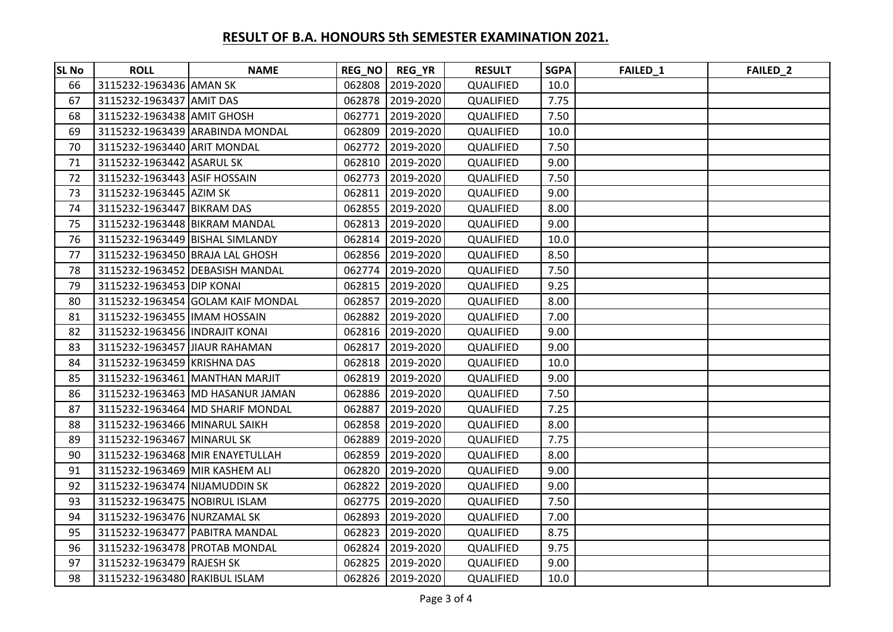## RESULT OF B.A. HONOURS 5th SEMESTER EXAMINATION 2021.

| SL No | ROLL | NAME | REG_NO | REG_YR | RESULT | SGPA | FAILED_1 | FAILED_2 |
|---|---|---|---|---|---|---|---|---|
| 66 | 3115232-1963436 | AMAN SK | 062808 | 2019-2020 | QUALIFIED | 10.0 | | |
| 67 | 3115232-1963437 | AMIT DAS | 062878 | 2019-2020 | QUALIFIED | 7.75 | | |
| 68 | 3115232-1963438 | AMIT GHOSH | 062771 | 2019-2020 | QUALIFIED | 7.50 | | |
| 69 | 3115232-1963439 | ARABINDA MONDAL | 062809 | 2019-2020 | QUALIFIED | 10.0 | | |
| 70 | 3115232-1963440 | ARIT MONDAL | 062772 | 2019-2020 | QUALIFIED | 7.50 | | |
| 71 | 3115232-1963442 | ASARUL SK | 062810 | 2019-2020 | QUALIFIED | 9.00 | | |
| 72 | 3115232-1963443 | ASIF HOSSAIN | 062773 | 2019-2020 | QUALIFIED | 7.50 | | |
| 73 | 3115232-1963445 | AZIM SK | 062811 | 2019-2020 | QUALIFIED | 9.00 | | |
| 74 | 3115232-1963447 | BIKRAM DAS | 062855 | 2019-2020 | QUALIFIED | 8.00 | | |
| 75 | 3115232-1963448 | BIKRAM MANDAL | 062813 | 2019-2020 | QUALIFIED | 9.00 | | |
| 76 | 3115232-1963449 | BISHAL SIMLANDY | 062814 | 2019-2020 | QUALIFIED | 10.0 | | |
| 77 | 3115232-1963450 | BRAJA LAL GHOSH | 062856 | 2019-2020 | QUALIFIED | 8.50 | | |
| 78 | 3115232-1963452 | DEBASISH MANDAL | 062774 | 2019-2020 | QUALIFIED | 7.50 | | |
| 79 | 3115232-1963453 | DIP KONAI | 062815 | 2019-2020 | QUALIFIED | 9.25 | | |
| 80 | 3115232-1963454 | GOLAM KAIF MONDAL | 062857 | 2019-2020 | QUALIFIED | 8.00 | | |
| 81 | 3115232-1963455 | IMAM HOSSAIN | 062882 | 2019-2020 | QUALIFIED | 7.00 | | |
| 82 | 3115232-1963456 | INDRAJIT KONAI | 062816 | 2019-2020 | QUALIFIED | 9.00 | | |
| 83 | 3115232-1963457 | JIAUR RAHAMAN | 062817 | 2019-2020 | QUALIFIED | 9.00 | | |
| 84 | 3115232-1963459 | KRISHNA DAS | 062818 | 2019-2020 | QUALIFIED | 10.0 | | |
| 85 | 3115232-1963461 | MANTHAN MARJIT | 062819 | 2019-2020 | QUALIFIED | 9.00 | | |
| 86 | 3115232-1963463 | MD HASANUR JAMAN | 062886 | 2019-2020 | QUALIFIED | 7.50 | | |
| 87 | 3115232-1963464 | MD SHARIF MONDAL | 062887 | 2019-2020 | QUALIFIED | 7.25 | | |
| 88 | 3115232-1963466 | MINARUL SAIKH | 062858 | 2019-2020 | QUALIFIED | 8.00 | | |
| 89 | 3115232-1963467 | MINARUL SK | 062889 | 2019-2020 | QUALIFIED | 7.75 | | |
| 90 | 3115232-1963468 | MIR ENAYETULLAH | 062859 | 2019-2020 | QUALIFIED | 8.00 | | |
| 91 | 3115232-1963469 | MIR KASHEM ALI | 062820 | 2019-2020 | QUALIFIED | 9.00 | | |
| 92 | 3115232-1963474 | NIJAMUDDIN SK | 062822 | 2019-2020 | QUALIFIED | 9.00 | | |
| 93 | 3115232-1963475 | NOBIRUL ISLAM | 062775 | 2019-2020 | QUALIFIED | 7.50 | | |
| 94 | 3115232-1963476 | NURZAMAL SK | 062893 | 2019-2020 | QUALIFIED | 7.00 | | |
| 95 | 3115232-1963477 | PABITRA MANDAL | 062823 | 2019-2020 | QUALIFIED | 8.75 | | |
| 96 | 3115232-1963478 | PROTAB MONDAL | 062824 | 2019-2020 | QUALIFIED | 9.75 | | |
| 97 | 3115232-1963479 | RAJESH SK | 062825 | 2019-2020 | QUALIFIED | 9.00 | | |
| 98 | 3115232-1963480 | RAKIBUL ISLAM | 062826 | 2019-2020 | QUALIFIED | 10.0 | | |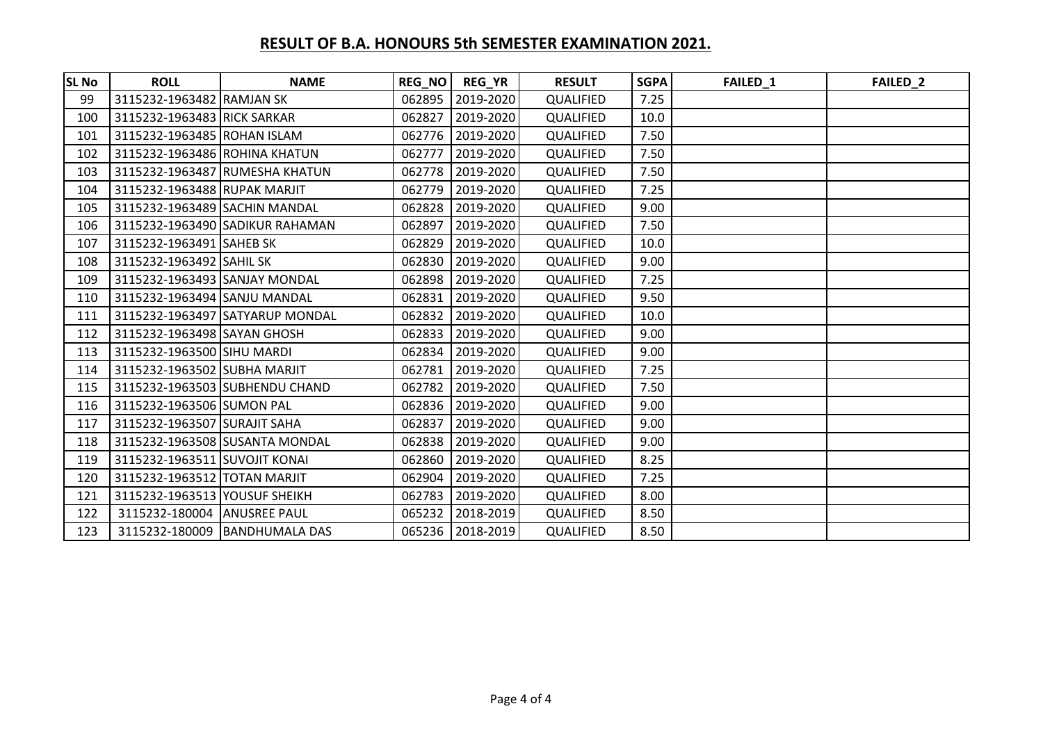## RESULT OF B.A. HONOURS 5th SEMESTER EXAMINATION 2021.

| SL No | ROLL | NAME | REG_NO | REG_YR | RESULT | SGPA | FAILED_1 | FAILED_2 |
|---|---|---|---|---|---|---|---|---|
| 99 | 3115232-1963482 | RAMJAN SK | 062895 | 2019-2020 | QUALIFIED | 7.25 | | |
| 100 | 3115232-1963483 | RICK SARKAR | 062827 | 2019-2020 | QUALIFIED | 10.0 | | |
| 101 | 3115232-1963485 | ROHAN ISLAM | 062776 | 2019-2020 | QUALIFIED | 7.50 | | |
| 102 | 3115232-1963486 | ROHINA KHATUN | 062777 | 2019-2020 | QUALIFIED | 7.50 | | |
| 103 | 3115232-1963487 | RUMESHA KHATUN | 062778 | 2019-2020 | QUALIFIED | 7.50 | | |
| 104 | 3115232-1963488 | RUPAK MARJIT | 062779 | 2019-2020 | QUALIFIED | 7.25 | | |
| 105 | 3115232-1963489 | SACHIN MANDAL | 062828 | 2019-2020 | QUALIFIED | 9.00 | | |
| 106 | 3115232-1963490 | SADIKUR RAHAMAN | 062897 | 2019-2020 | QUALIFIED | 7.50 | | |
| 107 | 3115232-1963491 | SAHEB SK | 062829 | 2019-2020 | QUALIFIED | 10.0 | | |
| 108 | 3115232-1963492 | SAHIL SK | 062830 | 2019-2020 | QUALIFIED | 9.00 | | |
| 109 | 3115232-1963493 | SANJAY MONDAL | 062898 | 2019-2020 | QUALIFIED | 7.25 | | |
| 110 | 3115232-1963494 | SANJU MANDAL | 062831 | 2019-2020 | QUALIFIED | 9.50 | | |
| 111 | 3115232-1963497 | SATYARUP MONDAL | 062832 | 2019-2020 | QUALIFIED | 10.0 | | |
| 112 | 3115232-1963498 | SAYAN GHOSH | 062833 | 2019-2020 | QUALIFIED | 9.00 | | |
| 113 | 3115232-1963500 | SIHU MARDI | 062834 | 2019-2020 | QUALIFIED | 9.00 | | |
| 114 | 3115232-1963502 | SUBHA MARJIT | 062781 | 2019-2020 | QUALIFIED | 7.25 | | |
| 115 | 3115232-1963503 | SUBHENDU CHAND | 062782 | 2019-2020 | QUALIFIED | 7.50 | | |
| 116 | 3115232-1963506 | SUMON PAL | 062836 | 2019-2020 | QUALIFIED | 9.00 | | |
| 117 | 3115232-1963507 | SURAJIT SAHA | 062837 | 2019-2020 | QUALIFIED | 9.00 | | |
| 118 | 3115232-1963508 | SUSANTA MONDAL | 062838 | 2019-2020 | QUALIFIED | 9.00 | | |
| 119 | 3115232-1963511 | SUVOJIT KONAI | 062860 | 2019-2020 | QUALIFIED | 8.25 | | |
| 120 | 3115232-1963512 | TOTAN MARJIT | 062904 | 2019-2020 | QUALIFIED | 7.25 | | |
| 121 | 3115232-1963513 | YOUSUF SHEIKH | 062783 | 2019-2020 | QUALIFIED | 8.00 | | |
| 122 | 3115232-180004 | ANUSREE PAUL | 065232 | 2018-2019 | QUALIFIED | 8.50 | | |
| 123 | 3115232-180009 | BANDHUMALA DAS | 065236 | 2018-2019 | QUALIFIED | 8.50 | | |